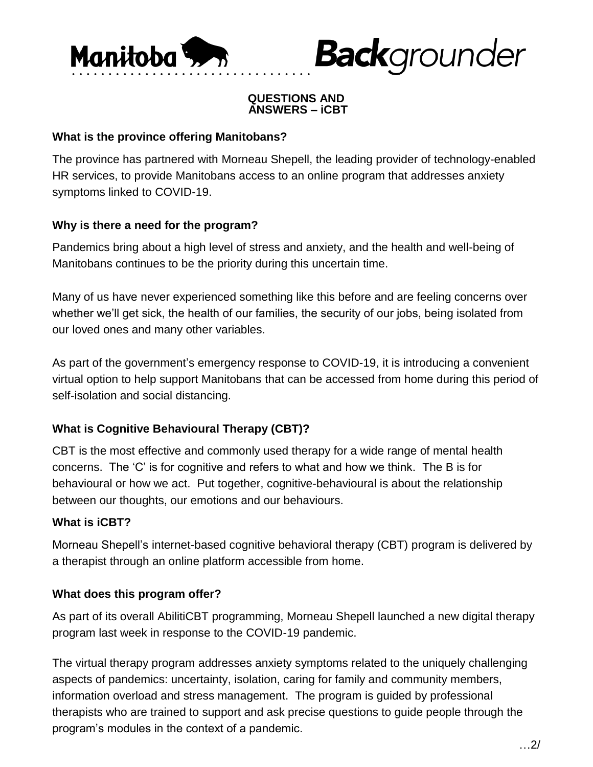**Manitoba Backgrounder**

# QUESTIONS AND ANSWERS – iCBT

## What is the province offering Manitobans?

The province has partnered with Morneau Shepell, the leading provider of technology-enabled HR services, to provide Manitobans access to an online program that addresses anxiety symptoms linked to COVID-19.

## Why is there a need for the program?

Pandemics bring about a high level of stress and anxiety, and the health and well-being of Manitobans continues to be the priority during this uncertain time.

Many of us have never experienced something like this before and are feeling concerns over whether we'll get sick, the health of our families, the security of our jobs, being isolated from our loved ones and many other variables.

As part of the government's emergency response to COVID-19, it is introducing a convenient virtual option to help support Manitobans that can be accessed from home during this period of self-isolation and social distancing.

## What is Cognitive Behavioural Therapy (CBT)?

CBT is the most effective and commonly used therapy for a wide range of mental health concerns. The 'C' is for cognitive and refers to what and how we think. The B is for behavioural or how we act. Put together, cognitive-behavioural is about the relationship between our thoughts, our emotions and our behaviours.

## What is iCBT?

Morneau Shepell's internet-based cognitive behavioral therapy (CBT) program is delivered by a therapist through an online platform accessible from home.

## What does this program offer?

As part of its overall AbilitiCBT programming, Morneau Shepell launched a new digital therapy program last week in response to the COVID-19 pandemic.

The virtual therapy program addresses anxiety symptoms related to the uniquely challenging aspects of pandemics: uncertainty, isolation, caring for family and community members, information overload and stress management. The program is guided by professional therapists who are trained to support and ask precise questions to guide people through the program's modules in the context of a pandemic.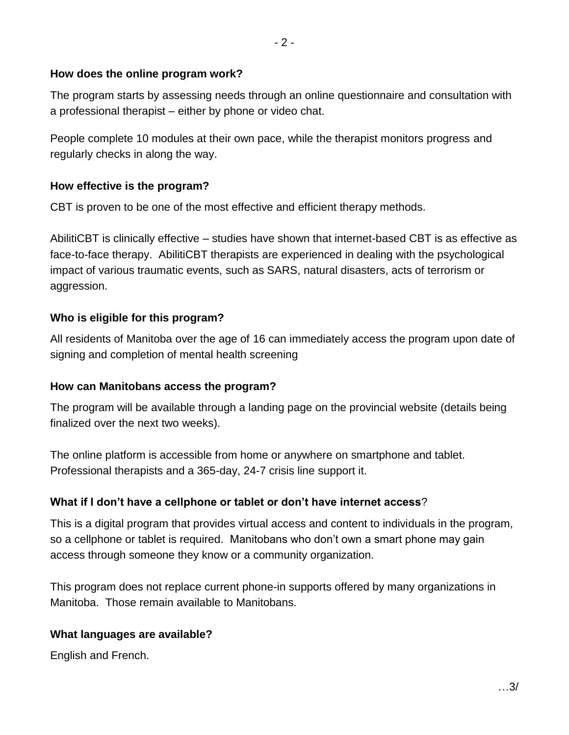**How does the online program work?**

The program starts by assessing needs through an online questionnaire and consultation with a professional therapist – either by phone or video chat.

People complete 10 modules at their own pace, while the therapist monitors progress and regularly checks in along the way.

**How effective is the program?**

CBT is proven to be one of the most effective and efficient therapy methods.

AbilitiCBT is clinically effective – studies have shown that internet-based CBT is as effective as face-to-face therapy. AbilitiCBT therapists are experienced in dealing with the psychological impact of various traumatic events, such as SARS, natural disasters, acts of terrorism or aggression.

**Who is eligible for this program?**

All residents of Manitoba over the age of 16 can immediately access the program upon date of signing and completion of mental health screening

**How can Manitobans access the program?**

The program will be available through a landing page on the provincial website (details being finalized over the next two weeks).

The online platform is accessible from home or anywhere on smartphone and tablet. Professional therapists and a 365-day, 24-7 crisis line support it.

**What if I don't have a cellphone or tablet or don't have internet access**?

This is a digital program that provides virtual access and content to individuals in the program, so a cellphone or tablet is required. Manitobans who don't own a smart phone may gain access through someone they know or a community organization.

This program does not replace current phone-in supports offered by many organizations in Manitoba. Those remain available to Manitobans.

**What languages are available?**

English and French.

…3/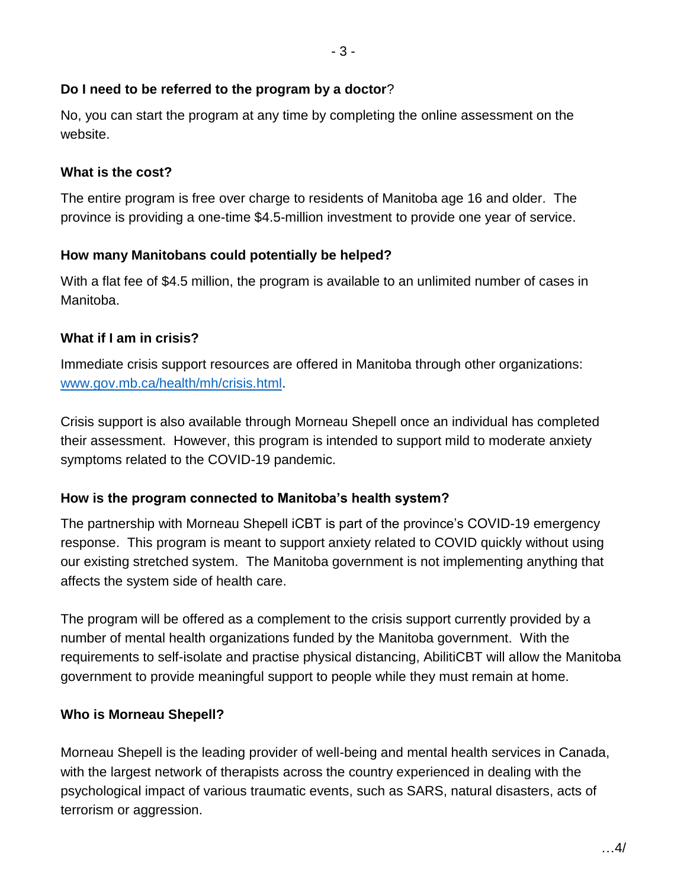**Do I need to be referred to the program by a doctor**?

No, you can start the program at any time by completing the online assessment on the website.

**What is the cost?**

The entire program is free over charge to residents of Manitoba age 16 and older. The province is providing a one-time $4.5-million investment to provide one year of service.

**How many Manitobans could potentially be helped?**

With a flat fee of $4.5 million, the program is available to an unlimited number of cases in Manitoba.

**What if I am in crisis?**

Immediate crisis support resources are offered in Manitoba through other organizations: [www.gov.mb.ca/health/mh/crisis.html](www.gov.mb.ca/health/mh/crisis.html).

Crisis support is also available through Morneau Shepell once an individual has completed their assessment. However, this program is intended to support mild to moderate anxiety symptoms related to the COVID-19 pandemic.

**How is the program connected to Manitoba's health system?**

The partnership with Morneau Shepell iCBT is part of the province's COVID-19 emergency response. This program is meant to support anxiety related to COVID quickly without using our existing stretched system. The Manitoba government is not implementing anything that affects the system side of health care.

The program will be offered as a complement to the crisis support currently provided by a number of mental health organizations funded by the Manitoba government. With the requirements to self-isolate and practise physical distancing, AbilitiCBT will allow the Manitoba government to provide meaningful support to people while they must remain at home.

**Who is Morneau Shepell?**

Morneau Shepell is the leading provider of well-being and mental health services in Canada, with the largest network of therapists across the country experienced in dealing with the psychological impact of various traumatic events, such as SARS, natural disasters, acts of terrorism or aggression.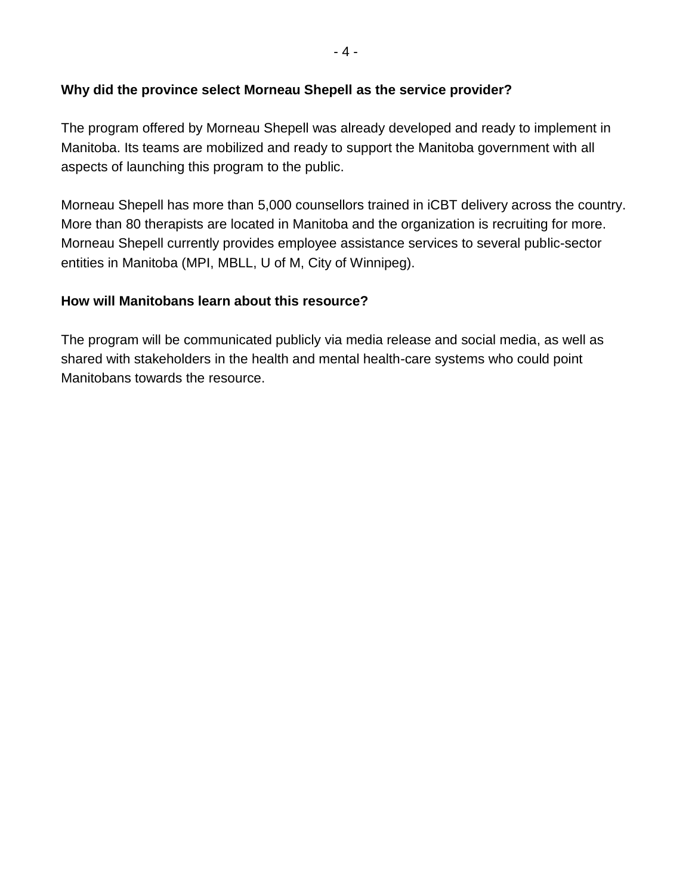**Why did the province select Morneau Shepell as the service provider?**

The program offered by Morneau Shepell was already developed and ready to implement in Manitoba. Its teams are mobilized and ready to support the Manitoba government with all aspects of launching this program to the public.

Morneau Shepell has more than 5,000 counsellors trained in iCBT delivery across the country. More than 80 therapists are located in Manitoba and the organization is recruiting for more. Morneau Shepell currently provides employee assistance services to several public-sector entities in Manitoba (MPI, MBLL, U of M, City of Winnipeg).

**How will Manitobans learn about this resource?**

The program will be communicated publicly via media release and social media, as well as shared with stakeholders in the health and mental health-care systems who could point Manitobans towards the resource.